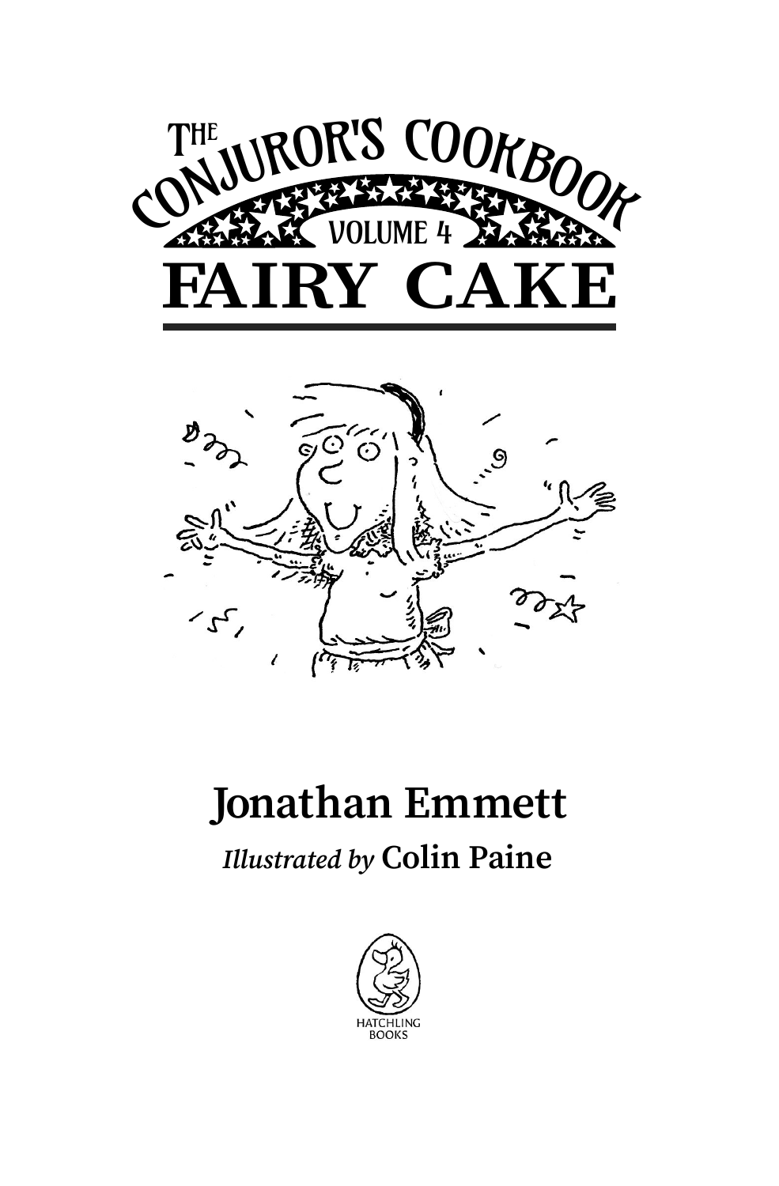# THE CONJUROR'S COOKBOOK

VOLUME 4

# FAIRY CAKE

## Jonathan Emmett

*Illustrated by* **Colin Paine**

HATCHLING BOOKS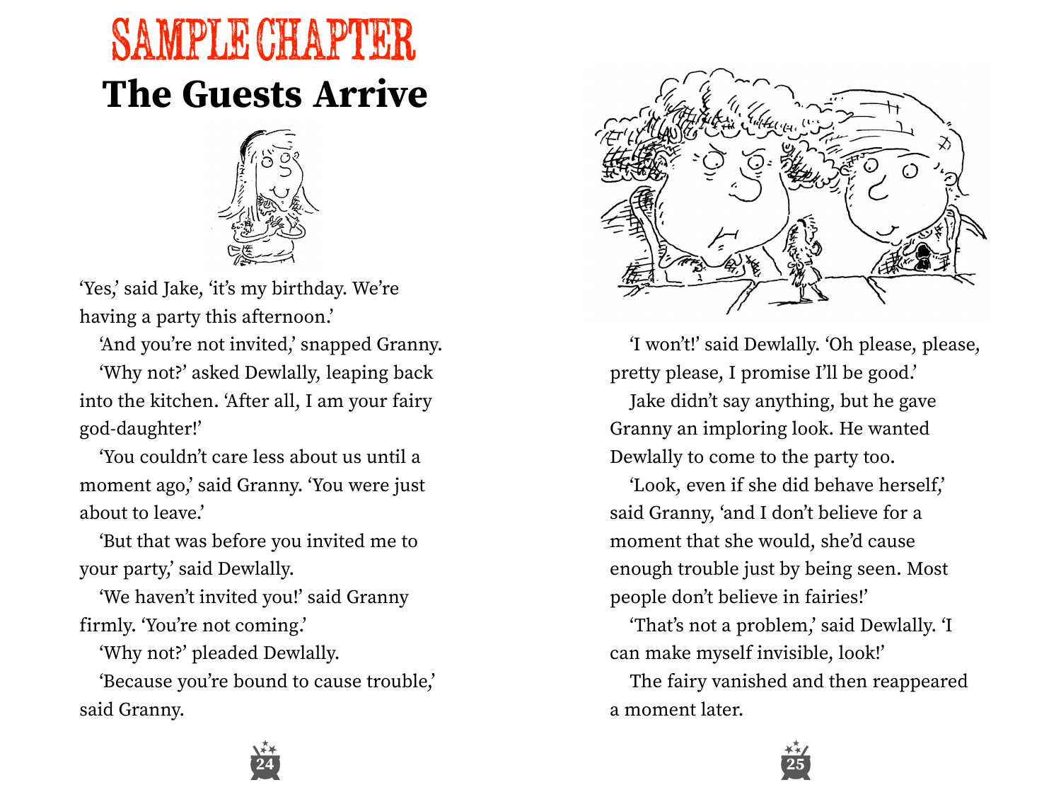# SAMPLE CHAPTER

## The Guests Arrive

'Yes,' said Jake, 'it's my birthday. We're having a party this afternoon.'

'And you're not invited,' snapped Granny.

'Why not?' asked Dewlally, leaping back into the kitchen. 'After all, I am your fairy god-daughter!'

'You couldn't care less about us until a moment ago,' said Granny. 'You were just about to leave.'

'But that was before you invited me to your party,' said Dewlally.

'We haven't invited you!' said Granny firmly. 'You're not coming.'

'Why not?' pleaded Dewlally.

'Because you're bound to cause trouble,' said Granny.

'I won't!' said Dewlally. 'Oh please, please, pretty please, I promise I'll be good.'

Jake didn't say anything, but he gave Granny an imploring look. He wanted Dewlally to come to the party too.

'Look, even if she did behave herself,' said Granny, 'and I don't believe for a moment that she would, she'd cause enough trouble just by being seen. Most people don't believe in fairies!'

'That's not a problem,' said Dewlally. 'I can make myself invisible, look!'

The fairy vanished and then reappeared a moment later.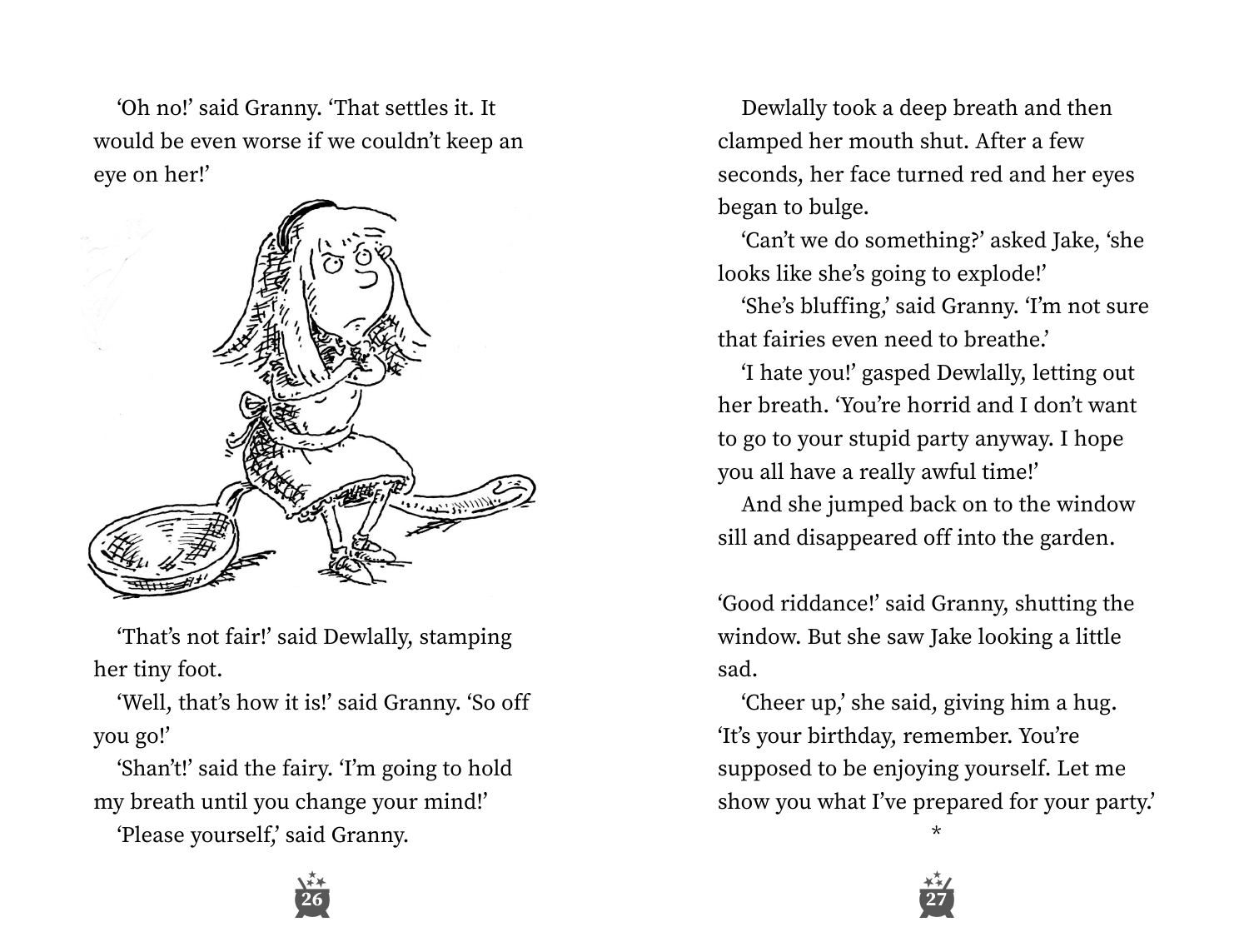'Oh no!' said Granny. 'That settles it. It would be even worse if we couldn't keep an eye on her!'

'That's not fair!' said Dewlally, stamping her tiny foot.

'Well, that's how it is!' said Granny. 'So off you go!'

'Shan't!' said the fairy. 'I'm going to hold my breath until you change your mind!'

'Please yourself,' said Granny.

Dewlally took a deep breath and then clamped her mouth shut. After a few seconds, her face turned red and her eyes began to bulge.

'Can't we do something?' asked Jake, 'she looks like she's going to explode!'

'She's bluffing,' said Granny. 'I'm not sure that fairies even need to breathe.'

'I hate you!' gasped Dewlally, letting out her breath. 'You're horrid and I don't want to go to your stupid party anyway. I hope you all have a really awful time!'

And she jumped back on to the window sill and disappeared off into the garden.

'Good riddance!' said Granny, shutting the window. But she saw Jake looking a little sad.

'Cheer up,' she said, giving him a hug. 'It's your birthday, remember. You're supposed to be enjoying yourself. Let me show you what I've prepared for your party.'

*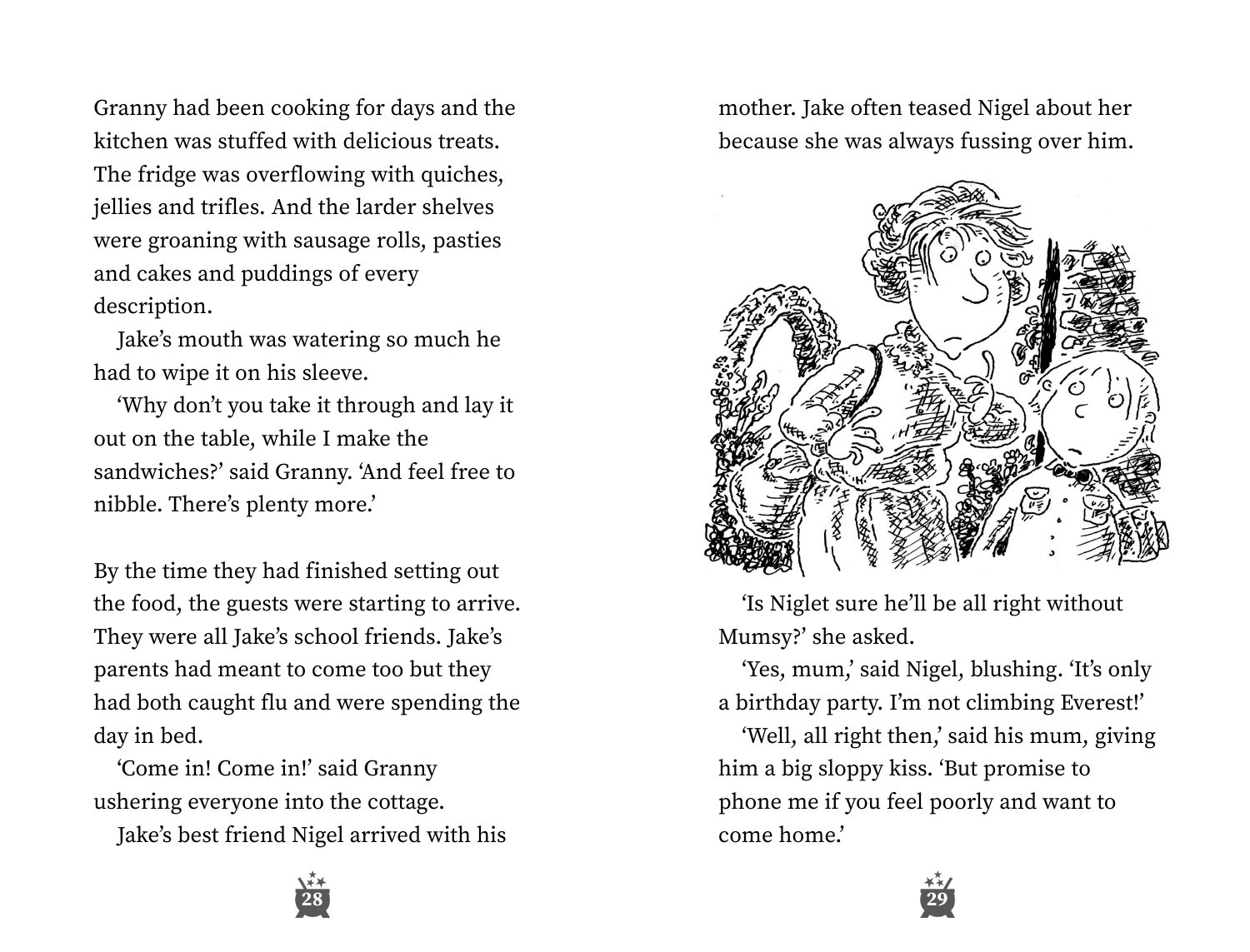Granny had been cooking for days and the kitchen was stuffed with delicious treats. The fridge was overflowing with quiches, jellies and trifles. And the larder shelves were groaning with sausage rolls, pasties and cakes and puddings of every description.

Jake's mouth was watering so much he had to wipe it on his sleeve.

'Why don't you take it through and lay it out on the table, while I make the sandwiches?' said Granny. 'And feel free to nibble. There's plenty more.'

By the time they had finished setting out the food, the guests were starting to arrive. They were all Jake's school friends. Jake's parents had meant to come too but they had both caught flu and were spending the day in bed.

'Come in! Come in!' said Granny ushering everyone into the cottage.

Jake's best friend Nigel arrived with his mother. Jake often teased Nigel about her because she was always fussing over him.

'Is Niglet sure he'll be all right without Mumsy?' she asked.

'Yes, mum,' said Nigel, blushing. 'It's only a birthday party. I'm not climbing Everest!'

'Well, all right then,' said his mum, giving him a big sloppy kiss. 'But promise to phone me if you feel poorly and want to come home.'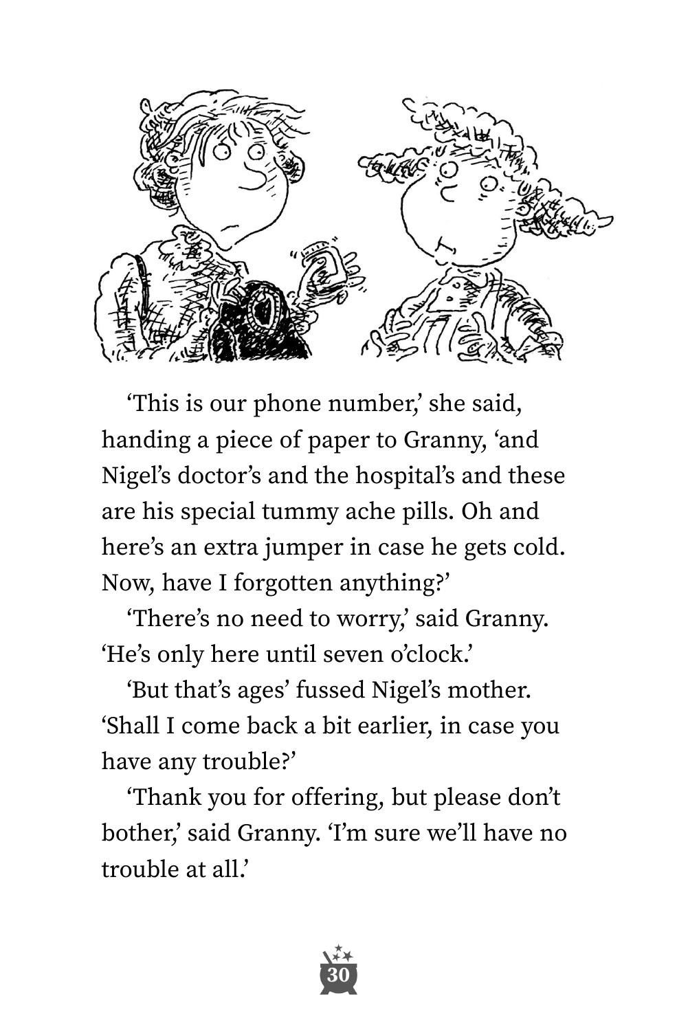'This is our phone number,' she said, handing a piece of paper to Granny, 'and Nigel's doctor's and the hospital's and these are his special tummy ache pills. Oh and here's an extra jumper in case he gets cold. Now, have I forgotten anything?'

'There's no need to worry,' said Granny. 'He's only here until seven o'clock.'

'But that's ages' fussed Nigel's mother. 'Shall I come back a bit earlier, in case you have any trouble?'

'Thank you for offering, but please don't bother,' said Granny. 'I'm sure we'll have no trouble at all.'